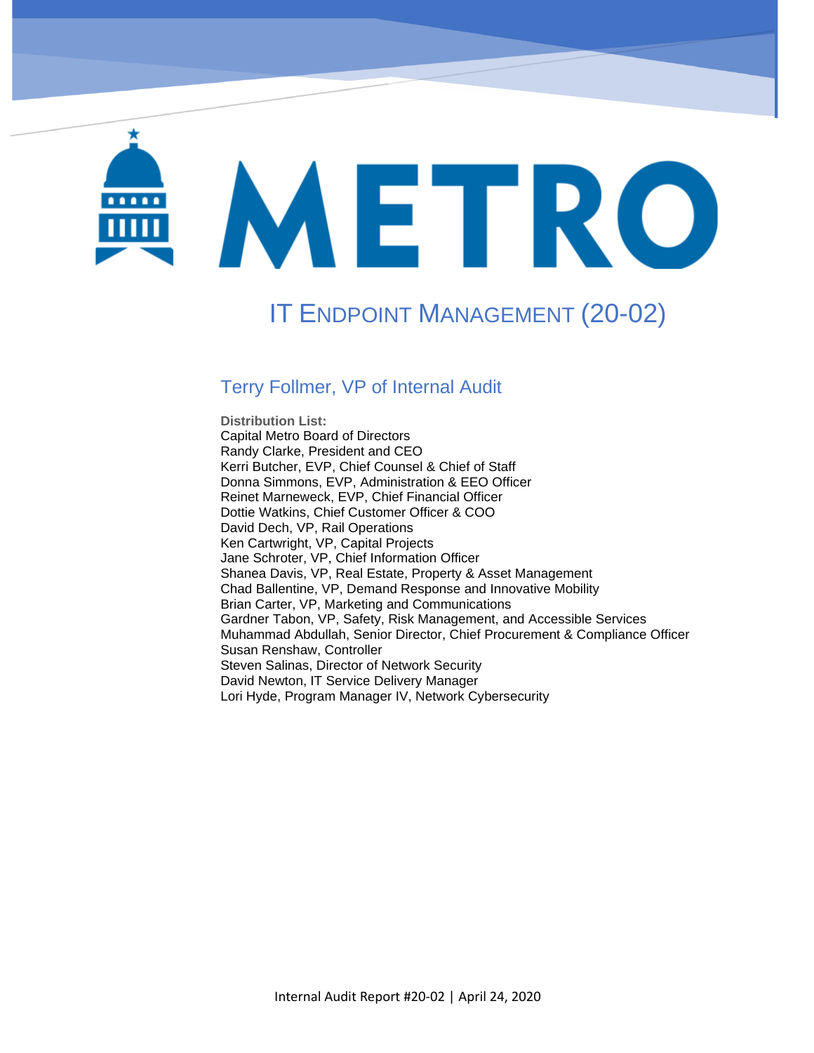# METRO

## IT ENDPOINT MANAGEMENT (20-02)

### Terry Follmer, VP of Internal Audit

**Distribution List:**
Capital Metro Board of Directors
Randy Clarke, President and CEO
Kerri Butcher, EVP, Chief Counsel & Chief of Staff
Donna Simmons, EVP, Administration & EEO Officer
Reinet Marneweck, EVP, Chief Financial Officer
Dottie Watkins, Chief Customer Officer & COO
David Dech, VP, Rail Operations
Ken Cartwright, VP, Capital Projects
Jane Schroter, VP, Chief Information Officer
Shanea Davis, VP, Real Estate, Property & Asset Management
Chad Ballentine, VP, Demand Response and Innovative Mobility
Brian Carter, VP, Marketing and Communications
Gardner Tabon, VP, Safety, Risk Management, and Accessible Services
Muhammad Abdullah, Senior Director, Chief Procurement & Compliance Officer
Susan Renshaw, Controller
Steven Salinas, Director of Network Security
David Newton, IT Service Delivery Manager
Lori Hyde, Program Manager IV, Network Cybersecurity

Internal Audit Report #20-02 | April 24, 2020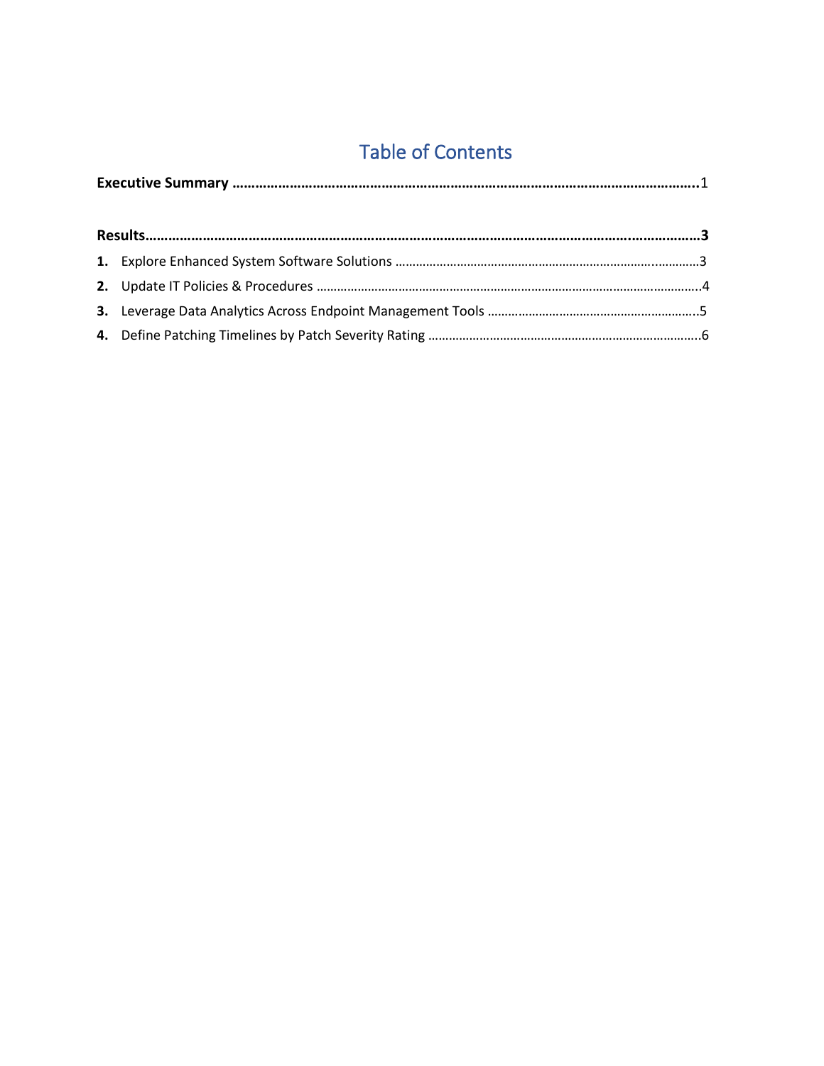# Table of Contents

**Executive Summary** ……………………………………………………………………………………………………………..1

**Results**……………………………………………………………………………………………………………………………3

1. Explore Enhanced System Software Solutions ……………………………………………………………………..3
2. Update IT Policies & Procedures …………………………………………………………………………………….4
3. Leverage Data Analytics Across Endpoint Management Tools ……………………………………………..5
4. Define Patching Timelines by Patch Severity Rating ……………………………………………………………6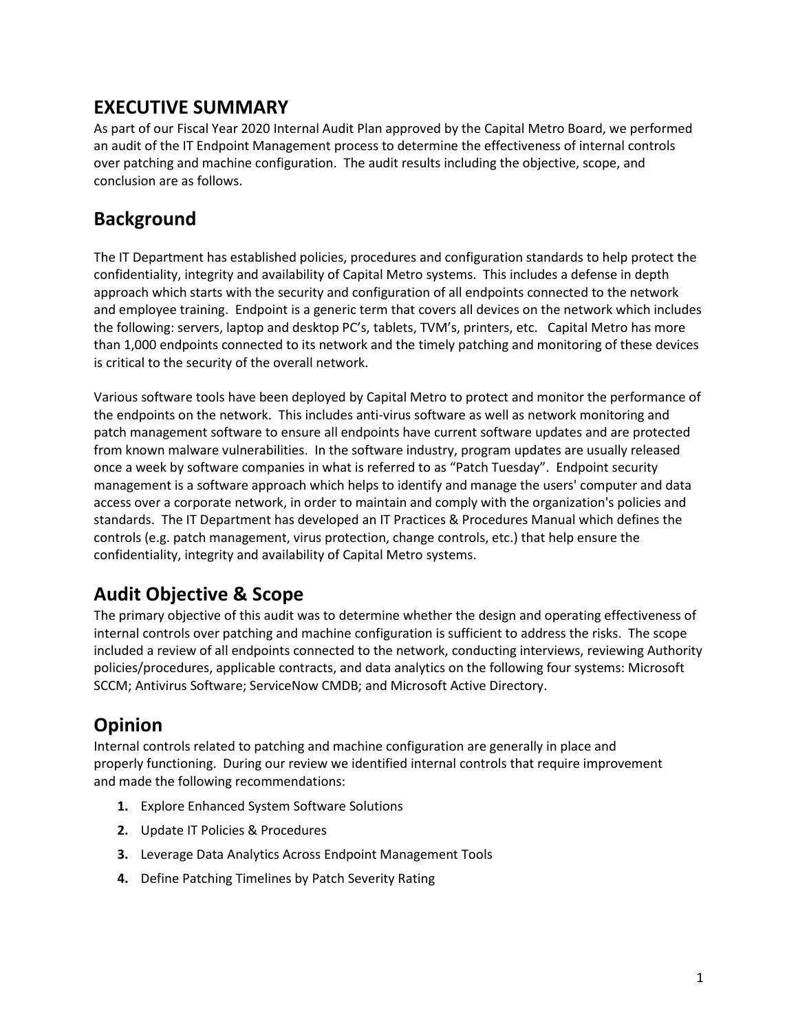# EXECUTIVE SUMMARY

As part of our Fiscal Year 2020 Internal Audit Plan approved by the Capital Metro Board, we performed an audit of the IT Endpoint Management process to determine the effectiveness of internal controls over patching and machine configuration. The audit results including the objective, scope, and conclusion are as follows.

## Background

The IT Department has established policies, procedures and configuration standards to help protect the confidentiality, integrity and availability of Capital Metro systems. This includes a defense in depth approach which starts with the security and configuration of all endpoints connected to the network and employee training. Endpoint is a generic term that covers all devices on the network which includes the following: servers, laptop and desktop PC's, tablets, TVM's, printers, etc. Capital Metro has more than 1,000 endpoints connected to its network and the timely patching and monitoring of these devices is critical to the security of the overall network.

Various software tools have been deployed by Capital Metro to protect and monitor the performance of the endpoints on the network. This includes anti-virus software as well as network monitoring and patch management software to ensure all endpoints have current software updates and are protected from known malware vulnerabilities. In the software industry, program updates are usually released once a week by software companies in what is referred to as "Patch Tuesday". Endpoint security management is a software approach which helps to identify and manage the users' computer and data access over a corporate network, in order to maintain and comply with the organization's policies and standards. The IT Department has developed an IT Practices & Procedures Manual which defines the controls (e.g. patch management, virus protection, change controls, etc.) that help ensure the confidentiality, integrity and availability of Capital Metro systems.

## Audit Objective & Scope

The primary objective of this audit was to determine whether the design and operating effectiveness of internal controls over patching and machine configuration is sufficient to address the risks. The scope included a review of all endpoints connected to the network, conducting interviews, reviewing Authority policies/procedures, applicable contracts, and data analytics on the following four systems: Microsoft SCCM; Antivirus Software; ServiceNow CMDB; and Microsoft Active Directory.

## Opinion

Internal controls related to patching and machine configuration are generally in place and properly functioning. During our review we identified internal controls that require improvement and made the following recommendations:

1. Explore Enhanced System Software Solutions
2. Update IT Policies & Procedures
3. Leverage Data Analytics Across Endpoint Management Tools
4. Define Patching Timelines by Patch Severity Rating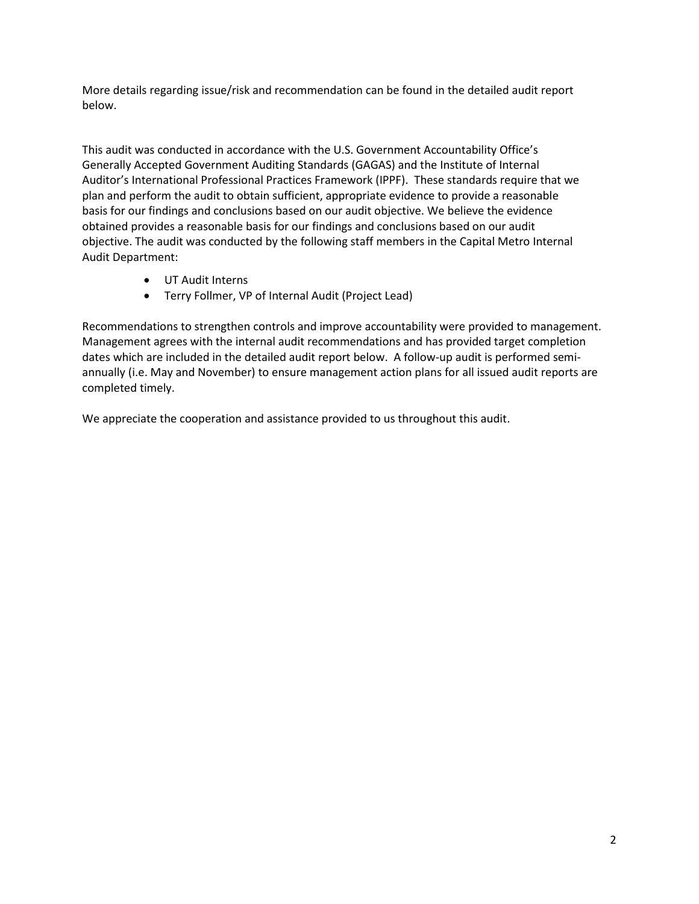More details regarding issue/risk and recommendation can be found in the detailed audit report below.

This audit was conducted in accordance with the U.S. Government Accountability Office's Generally Accepted Government Auditing Standards (GAGAS) and the Institute of Internal Auditor's International Professional Practices Framework (IPPF). These standards require that we plan and perform the audit to obtain sufficient, appropriate evidence to provide a reasonable basis for our findings and conclusions based on our audit objective. We believe the evidence obtained provides a reasonable basis for our findings and conclusions based on our audit objective. The audit was conducted by the following staff members in the Capital Metro Internal Audit Department:

- UT Audit Interns
- Terry Follmer, VP of Internal Audit (Project Lead)

Recommendations to strengthen controls and improve accountability were provided to management. Management agrees with the internal audit recommendations and has provided target completion dates which are included in the detailed audit report below. A follow-up audit is performed semi-annually (i.e. May and November) to ensure management action plans for all issued audit reports are completed timely.

We appreciate the cooperation and assistance provided to us throughout this audit.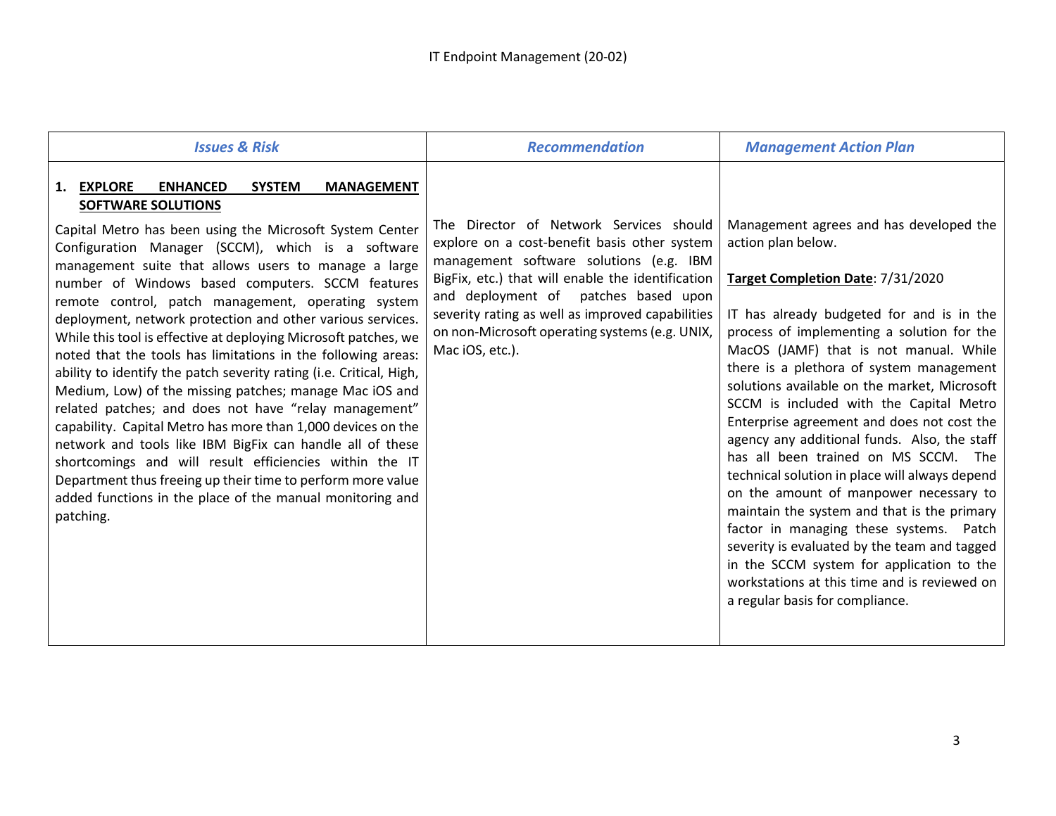| *Issues & Risk* | *Recommendation* | *Management Action Plan* |
| --- | --- | --- |
| **1. EXPLORE ENHANCED SYSTEM MANAGEMENT SOFTWARE SOLUTIONS**<br><br>Capital Metro has been using the Microsoft System Center Configuration Manager (SCCM), which is a software management suite that allows users to manage a large number of Windows based computers. SCCM features remote control, patch management, operating system deployment, network protection and other various services. While this tool is effective at deploying Microsoft patches, we noted that the tools has limitations in the following areas: ability to identify the patch severity rating (i.e. Critical, High, Medium, Low) of the missing patches; manage Mac iOS and related patches; and does not have "relay management" capability. Capital Metro has more than 1,000 devices on the network and tools like IBM BigFix can handle all of these shortcomings and will result efficiencies within the IT Department thus freeing up their time to perform more value added functions in the place of the manual monitoring and patching. | The Director of Network Services should explore on a cost-benefit basis other system management software solutions (e.g. IBM BigFix, etc.) that will enable the identification and deployment of patches based upon severity rating as well as improved capabilities on non-Microsoft operating systems (e.g. UNIX, Mac iOS, etc.). | Management agrees and has developed the action plan below.<br><br>**Target Completion Date**: 7/31/2020<br><br>IT has already budgeted for and is in the process of implementing a solution for the MacOS (JAMF) that is not manual. While there is a plethora of system management solutions available on the market, Microsoft SCCM is included with the Capital Metro Enterprise agreement and does not cost the agency any additional funds. Also, the staff has all been trained on MS SCCM. The technical solution in place will always depend on the amount of manpower necessary to maintain the system and that is the primary factor in managing these systems. Patch severity is evaluated by the team and tagged in the SCCM system for application to the workstations at this time and is reviewed on a regular basis for compliance. |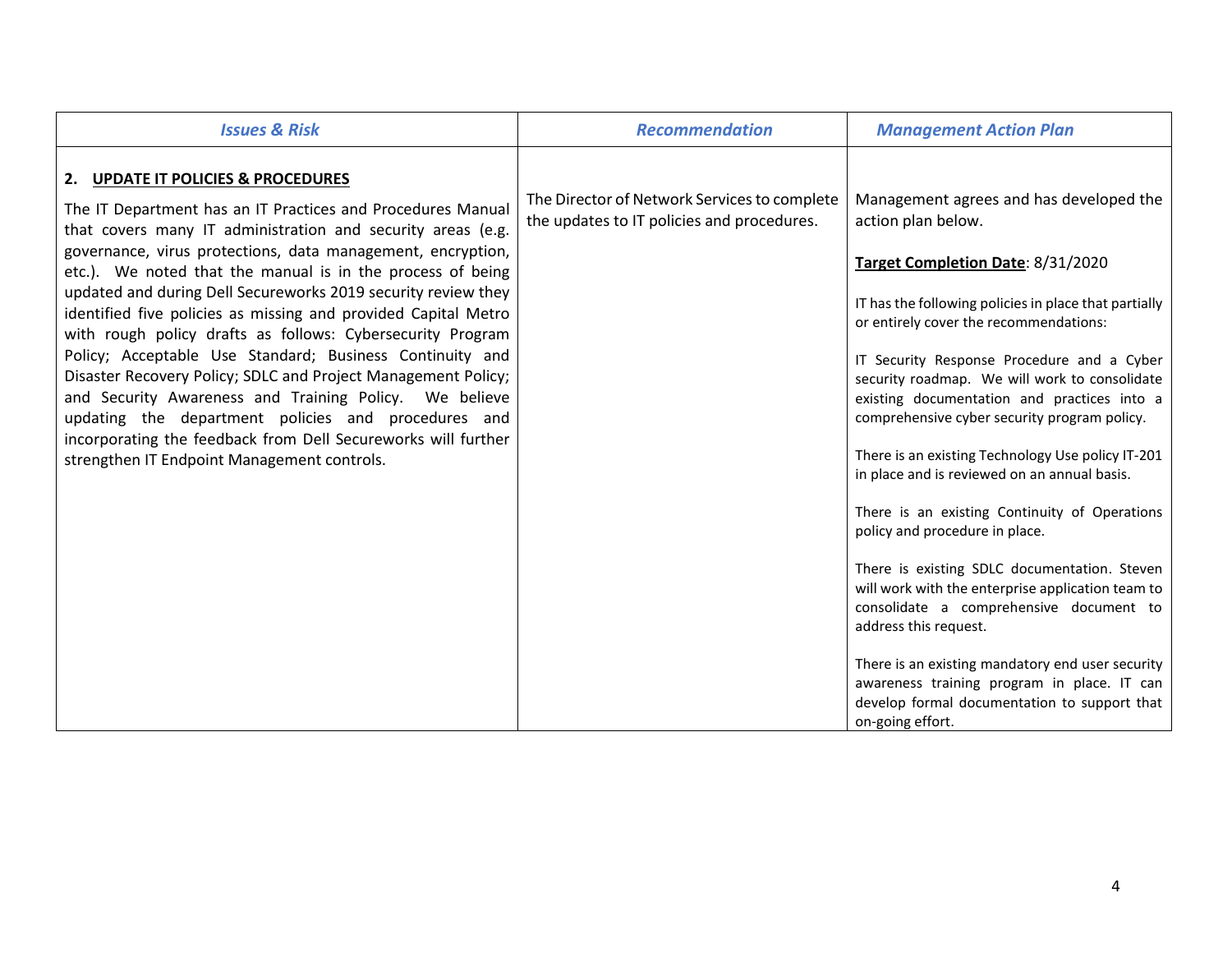| Issues & Risk | Recommendation | Management Action Plan |
|---|---|---|
| **2. UPDATE IT POLICIES & PROCEDURES**<br><br>The IT Department has an IT Practices and Procedures Manual that covers many IT administration and security areas (e.g. governance, virus protections, data management, encryption, etc.). We noted that the manual is in the process of being updated and during Dell Secureworks 2019 security review they identified five policies as missing and provided Capital Metro with rough policy drafts as follows: Cybersecurity Program Policy; Acceptable Use Standard; Business Continuity and Disaster Recovery Policy; SDLC and Project Management Policy; and Security Awareness and Training Policy. We believe updating the department policies and procedures and incorporating the feedback from Dell Secureworks will further strengthen IT Endpoint Management controls. | The Director of Network Services to complete the updates to IT policies and procedures. | Management agrees and has developed the action plan below.<br><br>**Target Completion Date**: 8/31/2020<br><br>IT has the following policies in place that partially or entirely cover the recommendations:<br><br>IT Security Response Procedure and a Cyber security roadmap. We will work to consolidate existing documentation and practices into a comprehensive cyber security program policy.<br><br>There is an existing Technology Use policy IT-201 in place and is reviewed on an annual basis.<br><br>There is an existing Continuity of Operations policy and procedure in place.<br><br>There is existing SDLC documentation. Steven will work with the enterprise application team to consolidate a comprehensive document to address this request.<br><br>There is an existing mandatory end user security awareness training program in place. IT can develop formal documentation to support that on-going effort. |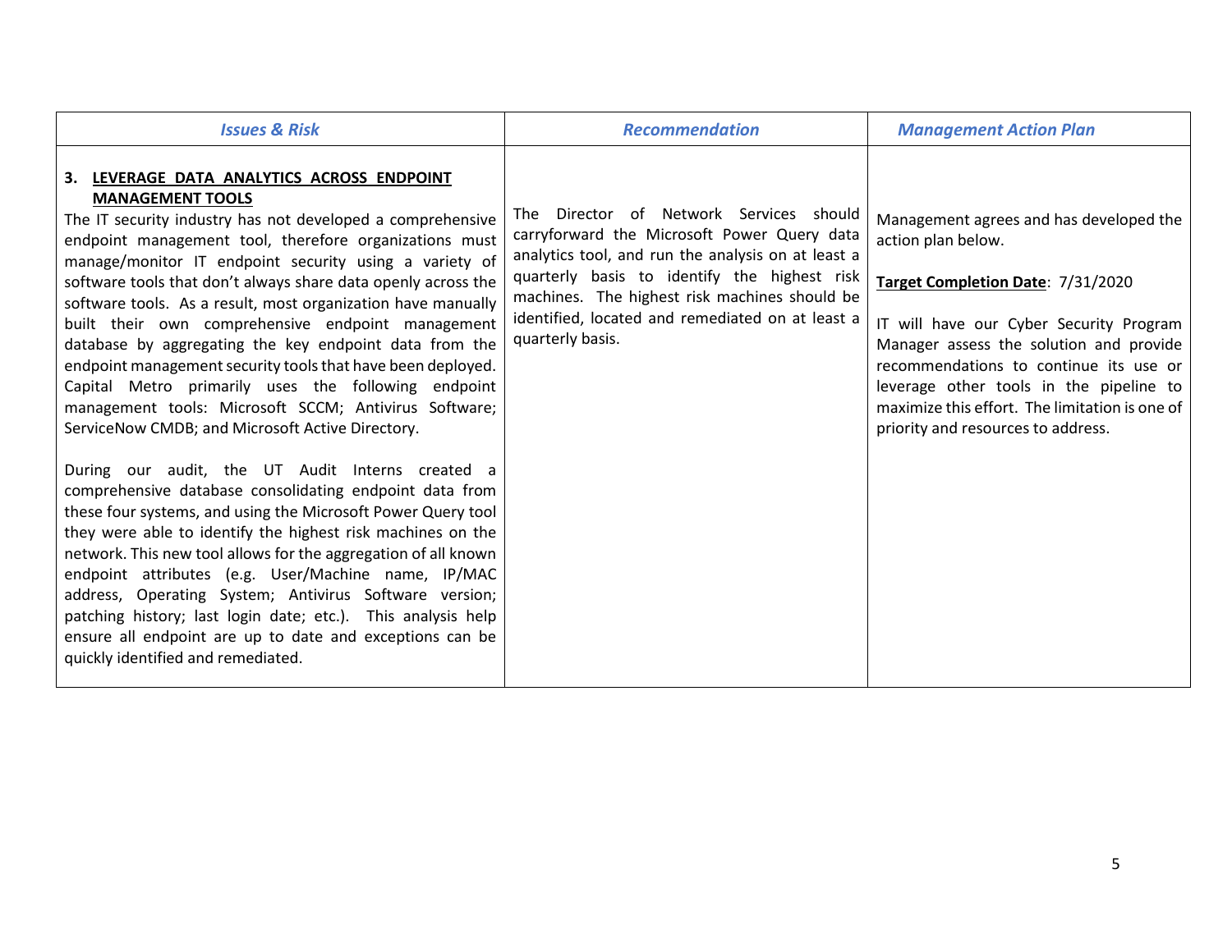| *Issues & Risk* | *Recommendation* | *Management Action Plan* |
|---|---|---|
| **3. LEVERAGE DATA ANALYTICS ACROSS ENDPOINT MANAGEMENT TOOLS**<br>The IT security industry has not developed a comprehensive endpoint management tool, therefore organizations must manage/monitor IT endpoint security using a variety of software tools that don't always share data openly across the software tools. As a result, most organization have manually built their own comprehensive endpoint management database by aggregating the key endpoint data from the endpoint management security tools that have been deployed. Capital Metro primarily uses the following endpoint management tools: Microsoft SCCM; Antivirus Software; ServiceNow CMDB; and Microsoft Active Directory.<br><br>During our audit, the UT Audit Interns created a comprehensive database consolidating endpoint data from these four systems, and using the Microsoft Power Query tool they were able to identify the highest risk machines on the network. This new tool allows for the aggregation of all known endpoint attributes (e.g. User/Machine name, IP/MAC address, Operating System; Antivirus Software version; patching history; last login date; etc.). This analysis help ensure all endpoint are up to date and exceptions can be quickly identified and remediated. | The Director of Network Services should carryforward the Microsoft Power Query data analytics tool, and run the analysis on at least a quarterly basis to identify the highest risk machines. The highest risk machines should be identified, located and remediated on at least a quarterly basis. | Management agrees and has developed the action plan below.<br><br>**Target Completion Date**: 7/31/2020<br><br>IT will have our Cyber Security Program Manager assess the solution and provide recommendations to continue its use or leverage other tools in the pipeline to maximize this effort. The limitation is one of priority and resources to address. |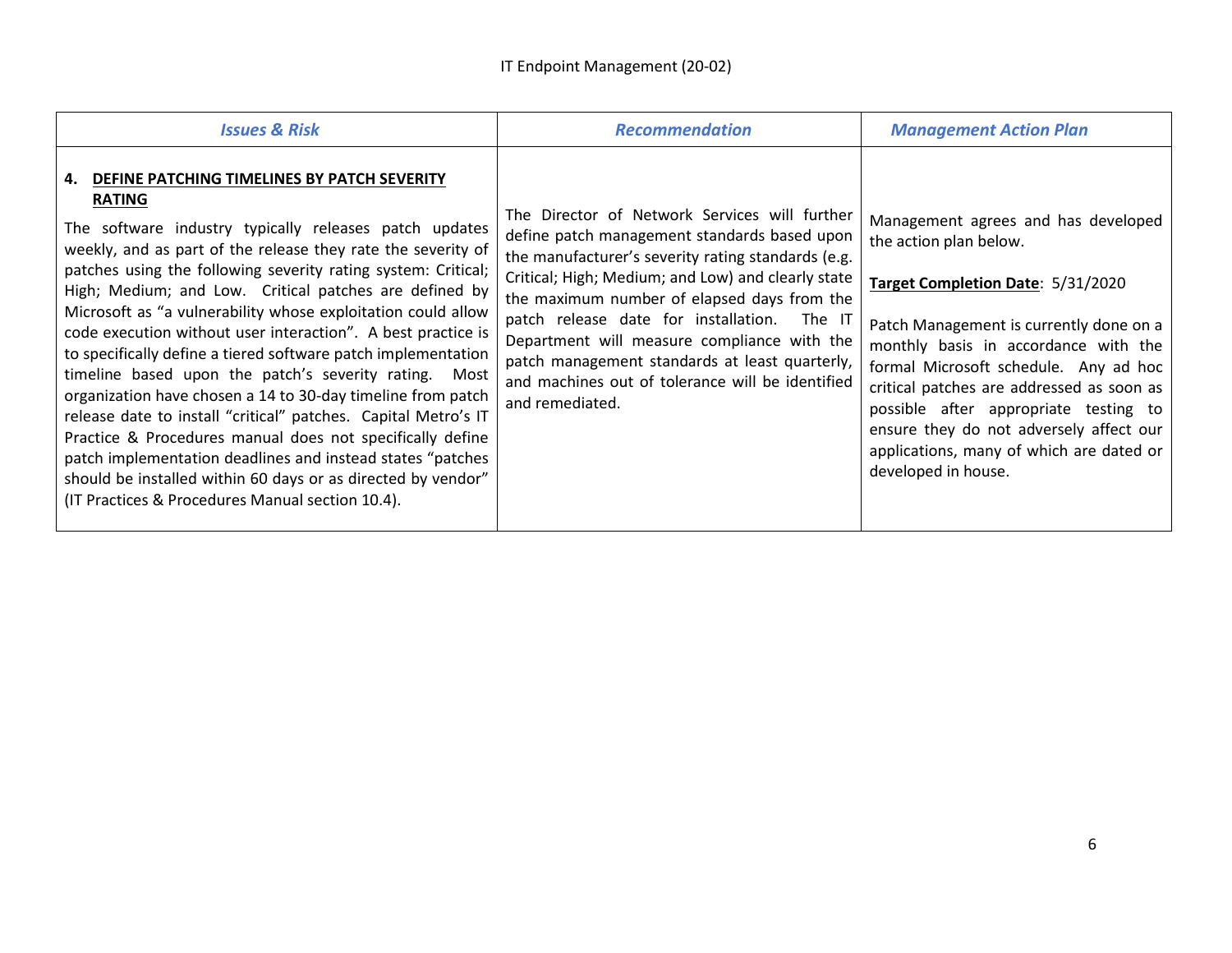| *Issues & Risk* | *Recommendation* | *Management Action Plan* |
|---|---|---|
| **4. DEFINE PATCHING TIMELINES BY PATCH SEVERITY RATING**<br><br>The software industry typically releases patch updates weekly, and as part of the release they rate the severity of patches using the following severity rating system: Critical; High; Medium; and Low. Critical patches are defined by Microsoft as "a vulnerability whose exploitation could allow code execution without user interaction". A best practice is to specifically define a tiered software patch implementation timeline based upon the patch's severity rating. Most organization have chosen a 14 to 30-day timeline from patch release date to install "critical" patches. Capital Metro's IT Practice & Procedures manual does not specifically define patch implementation deadlines and instead states "patches should be installed within 60 days or as directed by vendor" (IT Practices & Procedures Manual section 10.4). | The Director of Network Services will further define patch management standards based upon the manufacturer's severity rating standards (e.g. Critical; High; Medium; and Low) and clearly state the maximum number of elapsed days from the patch release date for installation. The IT Department will measure compliance with the patch management standards at least quarterly, and machines out of tolerance will be identified and remediated. | Management agrees and has developed the action plan below.<br><br>**Target Completion Date**: 5/31/2020<br><br>Patch Management is currently done on a monthly basis in accordance with the formal Microsoft schedule. Any ad hoc critical patches are addressed as soon as possible after appropriate testing to ensure they do not adversely affect our applications, many of which are dated or developed in house. |